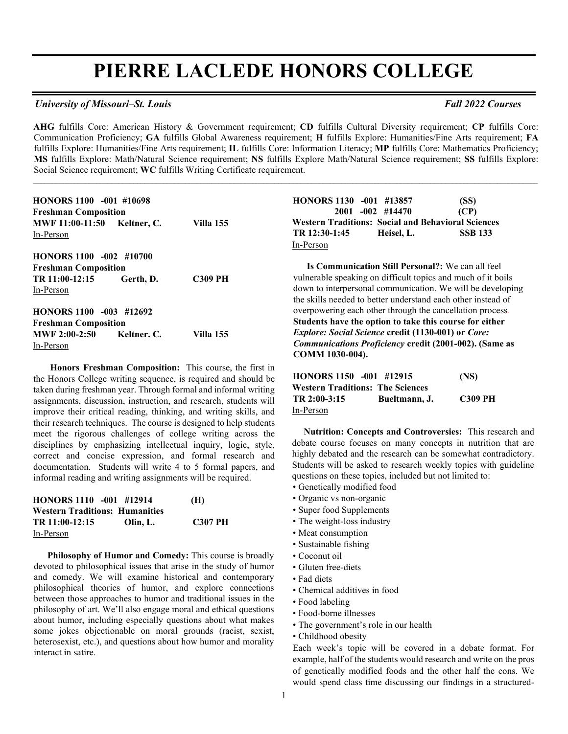# PIERRE LACLEDE HONORS COLLEGE

*University of Missouri–St. Louis* *Fall 2022 Courses*

**AHG** fulfills Core: American History & Government requirement; **CD** fulfills Cultural Diversity requirement; **CP** fulfills Core: Communication Proficiency; **GA** fulfills Global Awareness requirement; **H** fulfills Explore: Humanities/Fine Arts requirement; **FA** fulfills Explore: Humanities/Fine Arts requirement; **IL** fulfills Core: Information Literacy; **MP** fulfills Core: Mathematics Proficiency; **MS** fulfills Explore: Math/Natural Science requirement; **NS** fulfills Explore Math/Natural Science requirement; **SS** fulfills Explore: Social Science requirement; **WC** fulfills Writing Certificate requirement.

---

**HONORS 1100 -001 #10698**
**Freshman Composition**
**MWF 11:00-11:50 Keltner, C. Villa 155**
In-Person

**HONORS 1100 -002 #10700**
**Freshman Composition**
**TR 11:00-12:15 Gerth, D. C309 PH**
In-Person

**HONORS 1100 -003 #12692**
**Freshman Composition**
**MWF 2:00-2:50 Keltner. C. Villa 155**
In-Person

**Honors Freshman Composition:** This course, the first in the Honors College writing sequence, is required and should be taken during freshman year. Through formal and informal writing assignments, discussion, instruction, and research, students will improve their critical reading, thinking, and writing skills, and their research techniques. The course is designed to help students meet the rigorous challenges of college writing across the disciplines by emphasizing intellectual inquiry, logic, style, correct and concise expression, and formal research and documentation. Students will write 4 to 5 formal papers, and informal reading and writing assignments will be required.

**HONORS 1110 -001 #12914 (H)**
**Western Traditions: Humanities**
**TR 11:00-12:15 Olin, L. C307 PH**
In-Person

**Philosophy of Humor and Comedy:** This course is broadly devoted to philosophical issues that arise in the study of humor and comedy. We will examine historical and contemporary philosophical theories of humor, and explore connections between those approaches to humor and traditional issues in the philosophy of art. We'll also engage moral and ethical questions about humor, including especially questions about what makes some jokes objectionable on moral grounds (racist, sexist, heterosexist, etc.), and questions about how humor and morality interact in satire.

**HONORS 1130 -001 #13857 (SS)**
**2001 -002 #14470 (CP)**
**Western Traditions: Social and Behavioral Sciences**
**TR 12:30-1:45 Heisel, L. SSB 133**
In-Person

**Is Communication Still Personal?:** We can all feel vulnerable speaking on difficult topics and much of it boils down to interpersonal communication. We will be developing the skills needed to better understand each other instead of overpowering each other through the cancellation process. **Students have the option to take this course for either *Explore: Social Science* credit (1130-001) or *Core: Communications Proficiency* credit (2001-002). (Same as COMM 1030-004).**

**HONORS 1150 -001 #12915 (NS)**
**Western Traditions: The Sciences**
**TR 2:00-3:15 Bueltmann, J. C309 PH**
In-Person

**Nutrition: Concepts and Controversies:** This research and debate course focuses on many concepts in nutrition that are highly debated and the research can be somewhat contradictory. Students will be asked to research weekly topics with guideline questions on these topics, included but not limited to:

- Genetically modified food
- Organic vs non-organic
- Super food Supplements
- The weight-loss industry
- Meat consumption
- Sustainable fishing
- Coconut oil
- Gluten free-diets
- Fad diets
- Chemical additives in food
- Food labeling
- Food-borne illnesses
- The government's role in our health
- Childhood obesity

Each week's topic will be covered in a debate format. For example, half of the students would research and write on the pros of genetically modified foods and the other half the cons. We would spend class time discussing our findings in a structured-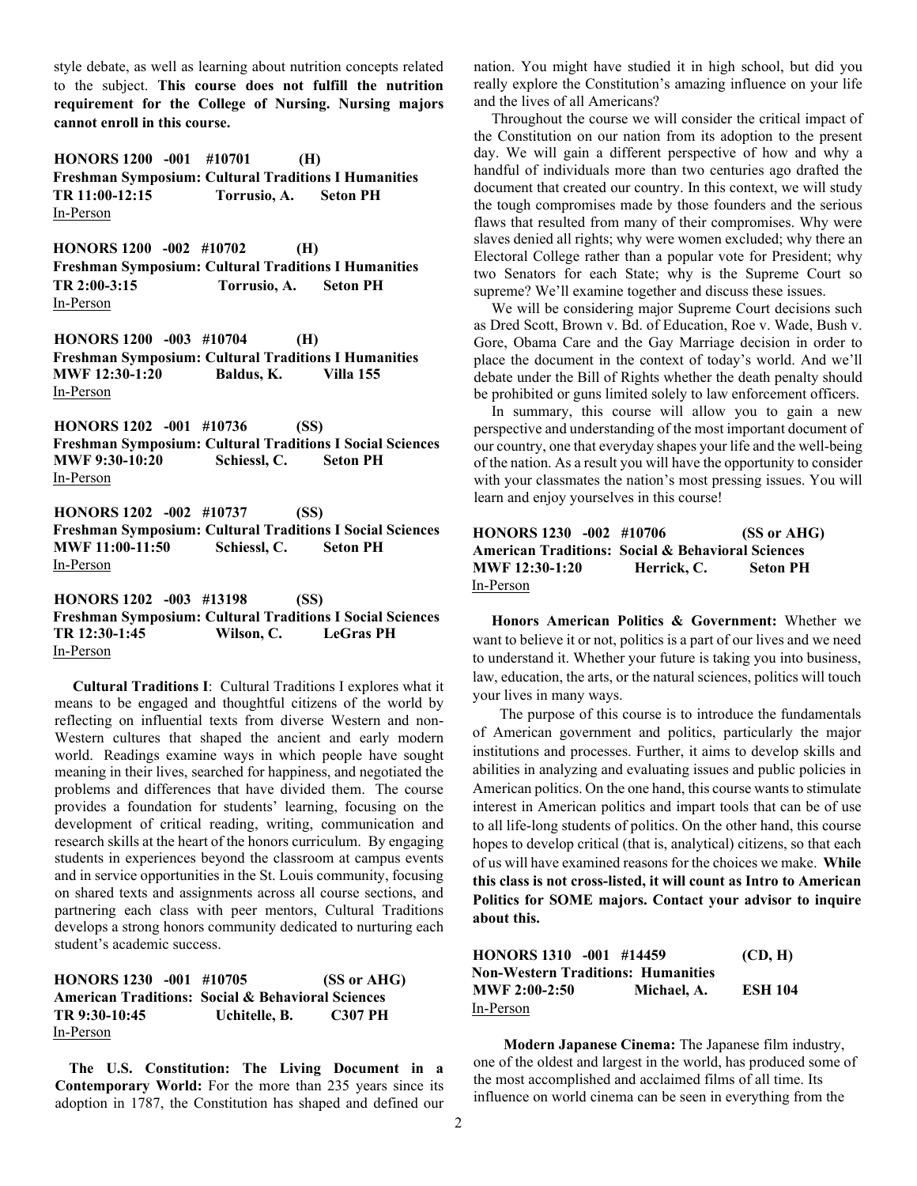style debate, as well as learning about nutrition concepts related to the subject. **This course does not fulfill the nutrition requirement for the College of Nursing. Nursing majors cannot enroll in this course.**

**HONORS 1200 -001 #10701 (H)**
**Freshman Symposium: Cultural Traditions I Humanities**
**TR 11:00-12:15 Torrusio, A. Seton PH**
In-Person

**HONORS 1200 -002 #10702 (H)**
**Freshman Symposium: Cultural Traditions I Humanities**
**TR 2:00-3:15 Torrusio, A. Seton PH**
In-Person

**HONORS 1200 -003 #10704 (H)**
**Freshman Symposium: Cultural Traditions I Humanities**
**MWF 12:30-1:20 Baldus, K. Villa 155**
In-Person

**HONORS 1202 -001 #10736 (SS)**
**Freshman Symposium: Cultural Traditions I Social Sciences**
**MWF 9:30-10:20 Schiessl, C. Seton PH**
In-Person

**HONORS 1202 -002 #10737 (SS)**
**Freshman Symposium: Cultural Traditions I Social Sciences**
**MWF 11:00-11:50 Schiessl, C. Seton PH**
In-Person

**HONORS 1202 -003 #13198 (SS)**
**Freshman Symposium: Cultural Traditions I Social Sciences**
**TR 12:30-1:45 Wilson, C. LeGras PH**
In-Person

**Cultural Traditions I**: Cultural Traditions I explores what it means to be engaged and thoughtful citizens of the world by reflecting on influential texts from diverse Western and non-Western cultures that shaped the ancient and early modern world. Readings examine ways in which people have sought meaning in their lives, searched for happiness, and negotiated the problems and differences that have divided them. The course provides a foundation for students' learning, focusing on the development of critical reading, writing, communication and research skills at the heart of the honors curriculum. By engaging students in experiences beyond the classroom at campus events and in service opportunities in the St. Louis community, focusing on shared texts and assignments across all course sections, and partnering each class with peer mentors, Cultural Traditions develops a strong honors community dedicated to nurturing each student's academic success.

**HONORS 1230 -001 #10705 (SS or AHG)**
**American Traditions: Social & Behavioral Sciences**
**TR 9:30-10:45 Uchitelle, B. C307 PH**
In-Person

**The U.S. Constitution: The Living Document in a Contemporary World:** For the more than 235 years since its adoption in 1787, the Constitution has shaped and defined our nation. You might have studied it in high school, but did you really explore the Constitution's amazing influence on your life and the lives of all Americans?

Throughout the course we will consider the critical impact of the Constitution on our nation from its adoption to the present day. We will gain a different perspective of how and why a handful of individuals more than two centuries ago drafted the document that created our country. In this context, we will study the tough compromises made by those founders and the serious flaws that resulted from many of their compromises. Why were slaves denied all rights; why were women excluded; why there an Electoral College rather than a popular vote for President; why two Senators for each State; why is the Supreme Court so supreme? We'll examine together and discuss these issues.

We will be considering major Supreme Court decisions such as Dred Scott, Brown v. Bd. of Education, Roe v. Wade, Bush v. Gore, Obama Care and the Gay Marriage decision in order to place the document in the context of today's world. And we'll debate under the Bill of Rights whether the death penalty should be prohibited or guns limited solely to law enforcement officers.

In summary, this course will allow you to gain a new perspective and understanding of the most important document of our country, one that everyday shapes your life and the well-being of the nation. As a result you will have the opportunity to consider with your classmates the nation's most pressing issues. You will learn and enjoy yourselves in this course!

**HONORS 1230 -002 #10706 (SS or AHG)**
**American Traditions: Social & Behavioral Sciences**
**MWF 12:30-1:20 Herrick, C. Seton PH**
In-Person

**Honors American Politics & Government:** Whether we want to believe it or not, politics is a part of our lives and we need to understand it. Whether your future is taking you into business, law, education, the arts, or the natural sciences, politics will touch your lives in many ways.

The purpose of this course is to introduce the fundamentals of American government and politics, particularly the major institutions and processes. Further, it aims to develop skills and abilities in analyzing and evaluating issues and public policies in American politics. On the one hand, this course wants to stimulate interest in American politics and impart tools that can be of use to all life-long students of politics. On the other hand, this course hopes to develop critical (that is, analytical) citizens, so that each of us will have examined reasons for the choices we make. **While this class is not cross-listed, it will count as Intro to American Politics for SOME majors. Contact your advisor to inquire about this.**

**HONORS 1310 -001 #14459 (CD, H)**
**Non-Western Traditions: Humanities**
**MWF 2:00-2:50 Michael, A. ESH 104**
In-Person

**Modern Japanese Cinema:** The Japanese film industry, one of the oldest and largest in the world, has produced some of the most accomplished and acclaimed films of all time. Its influence on world cinema can be seen in everything from the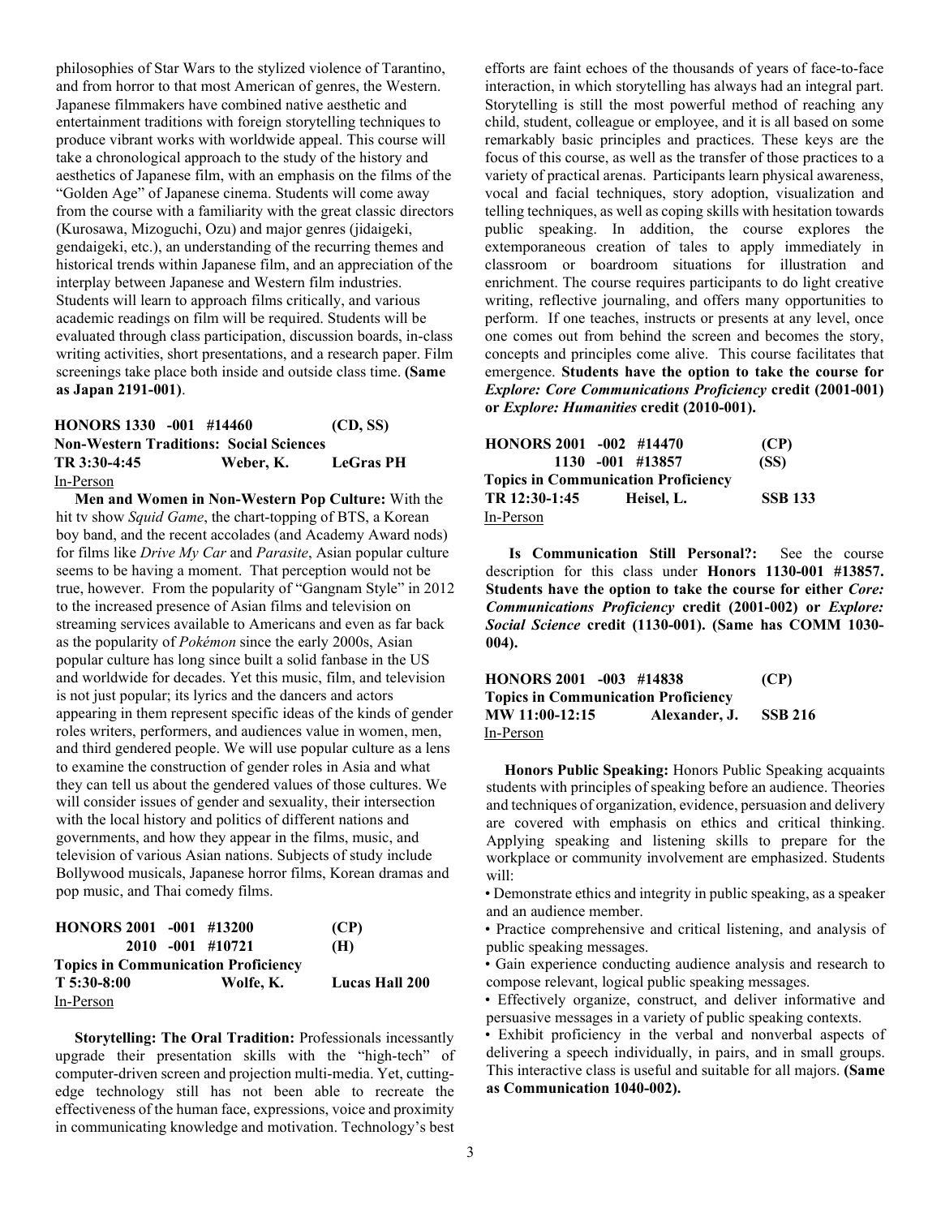philosophies of Star Wars to the stylized violence of Tarantino, and from horror to that most American of genres, the Western. Japanese filmmakers have combined native aesthetic and entertainment traditions with foreign storytelling techniques to produce vibrant works with worldwide appeal. This course will take a chronological approach to the study of the history and aesthetics of Japanese film, with an emphasis on the films of the "Golden Age" of Japanese cinema. Students will come away from the course with a familiarity with the great classic directors (Kurosawa, Mizoguchi, Ozu) and major genres (jidaigeki, gendaigeki, etc.), an understanding of the recurring themes and historical trends within Japanese film, and an appreciation of the interplay between Japanese and Western film industries. Students will learn to approach films critically, and various academic readings on film will be required. Students will be evaluated through class participation, discussion boards, in-class writing activities, short presentations, and a research paper. Film screenings take place both inside and outside class time. **(Same as Japan 2191-001)**.

**HONORS 1330 -001 #14460 (CD, SS)**
**Non-Western Traditions: Social Sciences**
**TR 3:30-4:45 Weber, K. LeGras PH**
In-Person

**Men and Women in Non-Western Pop Culture:** With the hit tv show *Squid Game*, the chart-topping of BTS, a Korean boy band, and the recent accolades (and Academy Award nods) for films like *Drive My Car* and *Parasite*, Asian popular culture seems to be having a moment. That perception would not be true, however. From the popularity of "Gangnam Style" in 2012 to the increased presence of Asian films and television on streaming services available to Americans and even as far back as the popularity of *Pokémon* since the early 2000s, Asian popular culture has long since built a solid fanbase in the US and worldwide for decades. Yet this music, film, and television is not just popular; its lyrics and the dancers and actors appearing in them represent specific ideas of the kinds of gender roles writers, performers, and audiences value in women, men, and third gendered people. We will use popular culture as a lens to examine the construction of gender roles in Asia and what they can tell us about the gendered values of those cultures. We will consider issues of gender and sexuality, their intersection with the local history and politics of different nations and governments, and how they appear in the films, music, and television of various Asian nations. Subjects of study include Bollywood musicals, Japanese horror films, Korean dramas and pop music, and Thai comedy films.

**HONORS 2001 -001 #13200 (CP)**
**2010 -001 #10721 (H)**
**Topics in Communication Proficiency**
**T 5:30-8:00 Wolfe, K. Lucas Hall 200**
In-Person

**Storytelling: The Oral Tradition:** Professionals incessantly upgrade their presentation skills with the "high-tech" of computer-driven screen and projection multi-media. Yet, cutting-edge technology still has not been able to recreate the effectiveness of the human face, expressions, voice and proximity in communicating knowledge and motivation. Technology's best efforts are faint echoes of the thousands of years of face-to-face interaction, in which storytelling has always had an integral part. Storytelling is still the most powerful method of reaching any child, student, colleague or employee, and it is all based on some remarkably basic principles and practices. These keys are the focus of this course, as well as the transfer of those practices to a variety of practical arenas. Participants learn physical awareness, vocal and facial techniques, story adoption, visualization and telling techniques, as well as coping skills with hesitation towards public speaking. In addition, the course explores the extemporaneous creation of tales to apply immediately in classroom or boardroom situations for illustration and enrichment. The course requires participants to do light creative writing, reflective journaling, and offers many opportunities to perform. If one teaches, instructs or presents at any level, once one comes out from behind the screen and becomes the story, concepts and principles come alive. This course facilitates that emergence. **Students have the option to take the course for *Explore: Core Communications Proficiency* credit (2001-001) or *Explore: Humanities* credit (2010-001).**

**HONORS 2001 -002 #14470 (CP)**
**1130 -001 #13857 (SS)**
**Topics in Communication Proficiency**
**TR 12:30-1:45 Heisel, L. SSB 133**
In-Person

**Is Communication Still Personal?:** See the course description for this class under **Honors 1130-001 #13857. Students have the option to take the course for either *Core: Communications Proficiency* credit (2001-002) or *Explore: Social Science* credit (1130-001). (Same has COMM 1030-004).**

**HONORS 2001 -003 #14838 (CP)**
**Topics in Communication Proficiency**
**MW 11:00-12:15 Alexander, J. SSB 216**
In-Person

**Honors Public Speaking:** Honors Public Speaking acquaints students with principles of speaking before an audience. Theories and techniques of organization, evidence, persuasion and delivery are covered with emphasis on ethics and critical thinking. Applying speaking and listening skills to prepare for the workplace or community involvement are emphasized. Students will:

- Demonstrate ethics and integrity in public speaking, as a speaker and an audience member.
- Practice comprehensive and critical listening, and analysis of public speaking messages.
- Gain experience conducting audience analysis and research to compose relevant, logical public speaking messages.
- Effectively organize, construct, and deliver informative and persuasive messages in a variety of public speaking contexts.
- Exhibit proficiency in the verbal and nonverbal aspects of delivering a speech individually, in pairs, and in small groups.

This interactive class is useful and suitable for all majors. **(Same as Communication 1040-002).**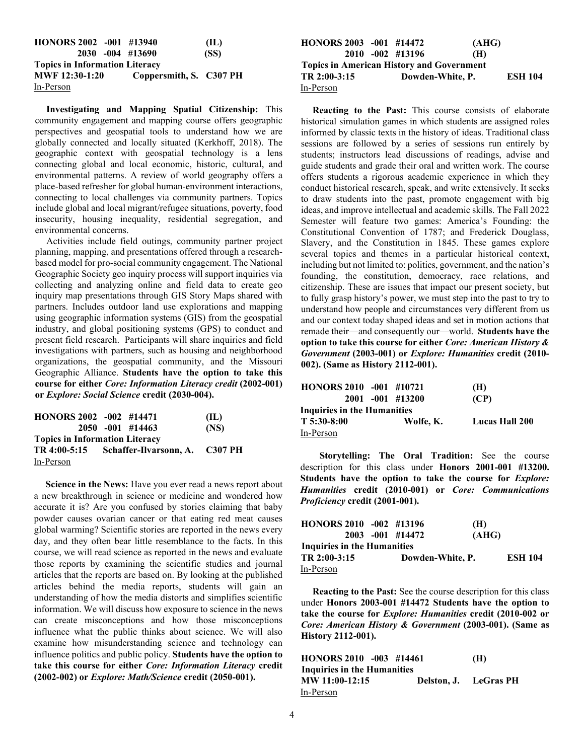**HONORS 2002 -001 #13940 (IL)**
**2030 -004 #13690 (SS)**
**Topics in Information Literacy**
**MWF 12:30-1:20 Coppersmith, S. C307 PH**
In-Person

**Investigating and Mapping Spatial Citizenship:** This community engagement and mapping course offers geographic perspectives and geospatial tools to understand how we are globally connected and locally situated (Kerkhoff, 2018). The geographic context with geospatial technology is a lens connecting global and local economic, historic, cultural, and environmental patterns. A review of world geography offers a place-based refresher for global human-environment interactions, connecting to local challenges via community partners. Topics include global and local migrant/refugee situations, poverty, food insecurity, housing inequality, residential segregation, and environmental concerns.

Activities include field outings, community partner project planning, mapping, and presentations offered through a research-based model for pro-social community engagement. The National Geographic Society geo inquiry process will support inquiries via collecting and analyzing online and field data to create geo inquiry map presentations through GIS Story Maps shared with partners. Includes outdoor land use explorations and mapping using geographic information systems (GIS) from the geospatial industry, and global positioning systems (GPS) to conduct and present field research. Participants will share inquiries and field investigations with partners, such as housing and neighborhood organizations, the geospatial community, and the Missouri Geographic Alliance. **Students have the option to take this course for either *Core: Information Literacy credit* (2002-001) or *Explore: Social Science* credit (2030-004).**

**HONORS 2002 -002 #14471 (IL)**
**2050 -001 #14463 (NS)**
**Topics in Information Literacy**
**TR 4:00-5:15 Schaffer-Ilvarsonn, A. C307 PH**
In-Person

**Science in the News:** Have you ever read a news report about a new breakthrough in science or medicine and wondered how accurate it is? Are you confused by stories claiming that baby powder causes ovarian cancer or that eating red meat causes global warming? Scientific stories are reported in the news every day, and they often bear little resemblance to the facts. In this course, we will read science as reported in the news and evaluate those reports by examining the scientific studies and journal articles that the reports are based on. By looking at the published articles behind the media reports, students will gain an understanding of how the media distorts and simplifies scientific information. We will discuss how exposure to science in the news can create misconceptions and how those misconceptions influence what the public thinks about science. We will also examine how misunderstanding science and technology can influence politics and public policy. **Students have the option to take this course for either *Core: Information Literacy* credit (2002-002) or *Explore: Math/Science* credit (2050-001).**

**HONORS 2003 -001 #14472 (AHG)**
**2010 -002 #13196 (H)**
**Topics in American History and Government**
**TR 2:00-3:15 Dowden-White, P. ESH 104**
In-Person

**Reacting to the Past:** This course consists of elaborate historical simulation games in which students are assigned roles informed by classic texts in the history of ideas. Traditional class sessions are followed by a series of sessions run entirely by students; instructors lead discussions of readings, advise and guide students and grade their oral and written work. The course offers students a rigorous academic experience in which they conduct historical research, speak, and write extensively. It seeks to draw students into the past, promote engagement with big ideas, and improve intellectual and academic skills. The Fall 2022 Semester will feature two games: America's Founding: the Constitutional Convention of 1787; and Frederick Douglass, Slavery, and the Constitution in 1845. These games explore several topics and themes in a particular historical context, including but not limited to: politics, government, and the nation's founding, the constitution, democracy, race relations, and citizenship. These are issues that impact our present society, but to fully grasp history's power, we must step into the past to try to understand how people and circumstances very different from us and our context today shaped ideas and set in motion actions that remade their—and consequently our—world. **Students have the option to take this course for either *Core: American History & Government* (2003-001) or *Explore: Humanities* credit (2010-002). (Same as History 2112-001).**

**HONORS 2010 -001 #10721 (H)**
**2001 -001 #13200 (CP)**
**Inquiries in the Humanities**
**T 5:30-8:00 Wolfe, K. Lucas Hall 200**
In-Person

**Storytelling: The Oral Tradition:** See the course description for this class under **Honors 2001-001 #13200. Students have the option to take the course for *Explore: Humanities* credit (2010-001) or *Core: Communications Proficiency* credit (2001-001).**

**HONORS 2010 -002 #13196 (H)**
**2003 -001 #14472 (AHG)**
**Inquiries in the Humanities**
**TR 2:00-3:15 Dowden-White, P. ESH 104**
In-Person

**Reacting to the Past:** See the course description for this class under **Honors 2003-001 #14472 Students have the option to take the course for *Explore: Humanities* credit (2010-002 or *Core: American History & Government* (2003-001). (Same as History 2112-001).**

**HONORS 2010 -003 #14461 (H)**
**Inquiries in the Humanities**
**MW 11:00-12:15 Delston, J. LeGras PH**
In-Person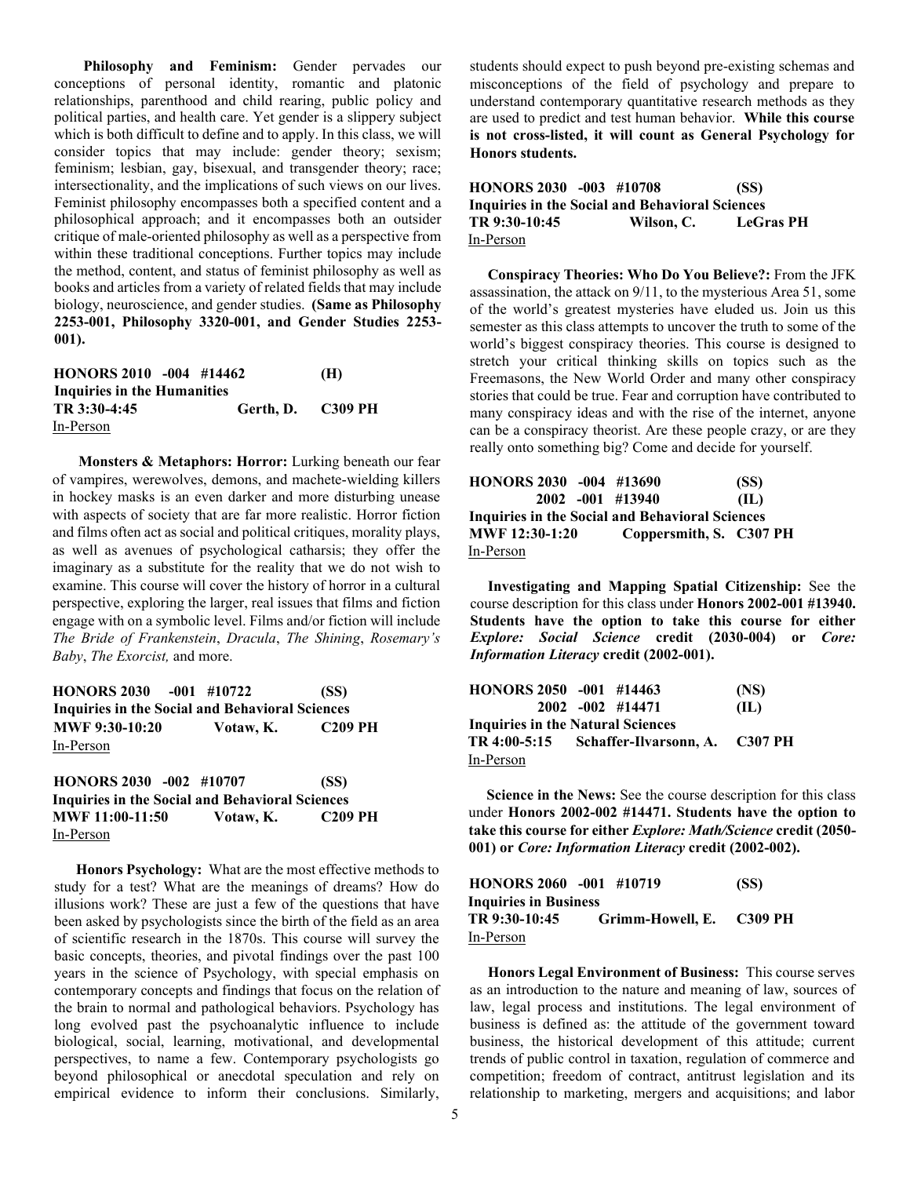**Philosophy and Feminism:** Gender pervades our conceptions of personal identity, romantic and platonic relationships, parenthood and child rearing, public policy and political parties, and health care. Yet gender is a slippery subject which is both difficult to define and to apply. In this class, we will consider topics that may include: gender theory; sexism; feminism; lesbian, gay, bisexual, and transgender theory; race; intersectionality, and the implications of such views on our lives. Feminist philosophy encompasses both a specified content and a philosophical approach; and it encompasses both an outsider critique of male-oriented philosophy as well as a perspective from within these traditional conceptions. Further topics may include the method, content, and status of feminist philosophy as well as books and articles from a variety of related fields that may include biology, neuroscience, and gender studies. **(Same as Philosophy 2253-001, Philosophy 3320-001, and Gender Studies 2253-001).**

**HONORS 2010 -004 #14462 (H)**
**Inquiries in the Humanities**
**TR 3:30-4:45 Gerth, D. C309 PH**
In-Person

**Monsters & Metaphors: Horror:** Lurking beneath our fear of vampires, werewolves, demons, and machete-wielding killers in hockey masks is an even darker and more disturbing unease with aspects of society that are far more realistic. Horror fiction and films often act as social and political critiques, morality plays, as well as avenues of psychological catharsis; they offer the imaginary as a substitute for the reality that we do not wish to examine. This course will cover the history of horror in a cultural perspective, exploring the larger, real issues that films and fiction engage with on a symbolic level. Films and/or fiction will include *The Bride of Frankenstein*, *Dracula*, *The Shining*, *Rosemary's Baby*, *The Exorcist,* and more.

**HONORS 2030 -001 #10722 (SS)**
**Inquiries in the Social and Behavioral Sciences**
**MWF 9:30-10:20 Votaw, K. C209 PH**
In-Person

**HONORS 2030 -002 #10707 (SS)**
**Inquiries in the Social and Behavioral Sciences**
**MWF 11:00-11:50 Votaw, K. C209 PH**
In-Person

**Honors Psychology:** What are the most effective methods to study for a test? What are the meanings of dreams? How do illusions work? These are just a few of the questions that have been asked by psychologists since the birth of the field as an area of scientific research in the 1870s. This course will survey the basic concepts, theories, and pivotal findings over the past 100 years in the science of Psychology, with special emphasis on contemporary concepts and findings that focus on the relation of the brain to normal and pathological behaviors. Psychology has long evolved past the psychoanalytic influence to include biological, social, learning, motivational, and developmental perspectives, to name a few. Contemporary psychologists go beyond philosophical or anecdotal speculation and rely on empirical evidence to inform their conclusions. Similarly, students should expect to push beyond pre-existing schemas and misconceptions of the field of psychology and prepare to understand contemporary quantitative research methods as they are used to predict and test human behavior. **While this course is not cross-listed, it will count as General Psychology for Honors students.**

**HONORS 2030 -003 #10708 (SS)**
**Inquiries in the Social and Behavioral Sciences**
**TR 9:30-10:45 Wilson, C. LeGras PH**
In-Person

**Conspiracy Theories: Who Do You Believe?:** From the JFK assassination, the attack on 9/11, to the mysterious Area 51, some of the world's greatest mysteries have eluded us. Join us this semester as this class attempts to uncover the truth to some of the world's biggest conspiracy theories. This course is designed to stretch your critical thinking skills on topics such as the Freemasons, the New World Order and many other conspiracy stories that could be true. Fear and corruption have contributed to many conspiracy ideas and with the rise of the internet, anyone can be a conspiracy theorist. Are these people crazy, or are they really onto something big? Come and decide for yourself.

**HONORS 2030 -004 #13690 (SS)**
**2002 -001 #13940 (IL)**
**Inquiries in the Social and Behavioral Sciences**
**MWF 12:30-1:20 Coppersmith, S. C307 PH**
In-Person

**Investigating and Mapping Spatial Citizenship:** See the course description for this class under **Honors 2002-001 #13940. Students have the option to take this course for either *Explore: Social Science* credit (2030-004) or *Core: Information Literacy* credit (2002-001).**

**HONORS 2050 -001 #14463 (NS)**
**2002 -002 #14471 (IL)**
**Inquiries in the Natural Sciences**
**TR 4:00-5:15 Schaffer-Ilvarsonn, A. C307 PH**
In-Person

**Science in the News:** See the course description for this class under **Honors 2002-002 #14471. Students have the option to take this course for either *Explore: Math/Science* credit (2050-001) or *Core: Information Literacy* credit (2002-002).**

**HONORS 2060 -001 #10719 (SS)**
**Inquiries in Business**
**TR 9:30-10:45 Grimm-Howell, E. C309 PH**
In-Person

**Honors Legal Environment of Business:** This course serves as an introduction to the nature and meaning of law, sources of law, legal process and institutions. The legal environment of business is defined as: the attitude of the government toward business, the historical development of this attitude; current trends of public control in taxation, regulation of commerce and competition; freedom of contract, antitrust legislation and its relationship to marketing, mergers and acquisitions; and labor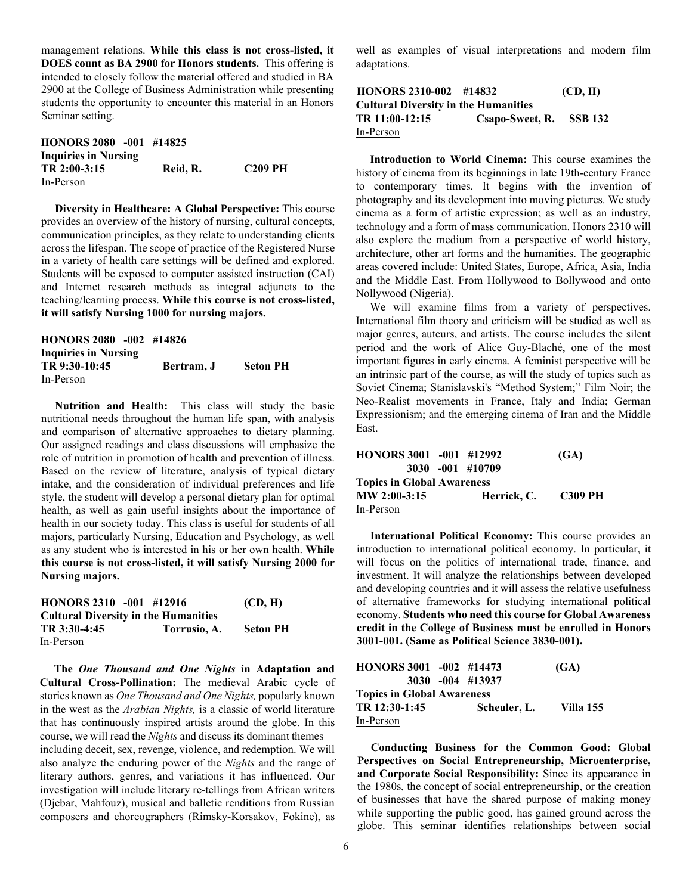management relations. **While this class is not cross-listed, it DOES count as BA 2900 for Honors students.** This offering is intended to closely follow the material offered and studied in BA 2900 at the College of Business Administration while presenting students the opportunity to encounter this material in an Honors Seminar setting.

**HONORS 2080 -001 #14825**
**Inquiries in Nursing**
**TR 2:00-3:15 Reid, R. C209 PH**
In-Person

**Diversity in Healthcare: A Global Perspective:** This course provides an overview of the history of nursing, cultural concepts, communication principles, as they relate to understanding clients across the lifespan. The scope of practice of the Registered Nurse in a variety of health care settings will be defined and explored. Students will be exposed to computer assisted instruction (CAI) and Internet research methods as integral adjuncts to the teaching/learning process. **While this course is not cross-listed, it will satisfy Nursing 1000 for nursing majors.**

**HONORS 2080 -002 #14826**
**Inquiries in Nursing**
**TR 9:30-10:45 Bertram, J Seton PH**
In-Person

**Nutrition and Health:** This class will study the basic nutritional needs throughout the human life span, with analysis and comparison of alternative approaches to dietary planning. Our assigned readings and class discussions will emphasize the role of nutrition in promotion of health and prevention of illness. Based on the review of literature, analysis of typical dietary intake, and the consideration of individual preferences and life style, the student will develop a personal dietary plan for optimal health, as well as gain useful insights about the importance of health in our society today. This class is useful for students of all majors, particularly Nursing, Education and Psychology, as well as any student who is interested in his or her own health. **While this course is not cross-listed, it will satisfy Nursing 2000 for Nursing majors.**

**HONORS 2310 -001 #12916 (CD, H)**
**Cultural Diversity in the Humanities**
**TR 3:30-4:45 Torrusio, A. Seton PH**
In-Person

**The *One Thousand and One Nights* in Adaptation and Cultural Cross-Pollination:** The medieval Arabic cycle of stories known as *One Thousand and One Nights,* popularly known in the west as the *Arabian Nights,* is a classic of world literature that has continuously inspired artists around the globe. In this course, we will read the *Nights* and discuss its dominant themes—including deceit, sex, revenge, violence, and redemption. We will also analyze the enduring power of the *Nights* and the range of literary authors, genres, and variations it has influenced. Our investigation will include literary re-tellings from African writers (Djebar, Mahfouz), musical and balletic renditions from Russian composers and choreographers (Rimsky-Korsakov, Fokine), as well as examples of visual interpretations and modern film adaptations.

**HONORS 2310-002 #14832 (CD, H)**
**Cultural Diversity in the Humanities**
**TR 11:00-12:15 Csapo-Sweet, R. SSB 132**
In-Person

**Introduction to World Cinema:** This course examines the history of cinema from its beginnings in late 19th-century France to contemporary times. It begins with the invention of photography and its development into moving pictures. We study cinema as a form of artistic expression; as well as an industry, technology and a form of mass communication. Honors 2310 will also explore the medium from a perspective of world history, architecture, other art forms and the humanities. The geographic areas covered include: United States, Europe, Africa, Asia, India and the Middle East. From Hollywood to Bollywood and onto Nollywood (Nigeria).

We will examine films from a variety of perspectives. International film theory and criticism will be studied as well as major genres, auteurs, and artists. The course includes the silent period and the work of Alice Guy-Blaché, one of the most important figures in early cinema. A feminist perspective will be an intrinsic part of the course, as will the study of topics such as Soviet Cinema; Stanislavski's "Method System;" Film Noir; the Neo-Realist movements in France, Italy and India; German Expressionism; and the emerging cinema of Iran and the Middle East.

**HONORS 3001 -001 #12992 (GA)**
**3030 -001 #10709**
**Topics in Global Awareness**
**MW 2:00-3:15 Herrick, C. C309 PH**
In-Person

**International Political Economy:** This course provides an introduction to international political economy. In particular, it will focus on the politics of international trade, finance, and investment. It will analyze the relationships between developed and developing countries and it will assess the relative usefulness of alternative frameworks for studying international political economy. **Students who need this course for Global Awareness credit in the College of Business must be enrolled in Honors 3001-001. (Same as Political Science 3830-001).**

**HONORS 3001 -002 #14473 (GA)**
**3030 -004 #13937**
**Topics in Global Awareness**
**TR 12:30-1:45 Scheuler, L. Villa 155**
In-Person

**Conducting Business for the Common Good: Global Perspectives on Social Entrepreneurship, Microenterprise, and Corporate Social Responsibility:** Since its appearance in the 1980s, the concept of social entrepreneurship, or the creation of businesses that have the shared purpose of making money while supporting the public good, has gained ground across the globe. This seminar identifies relationships between social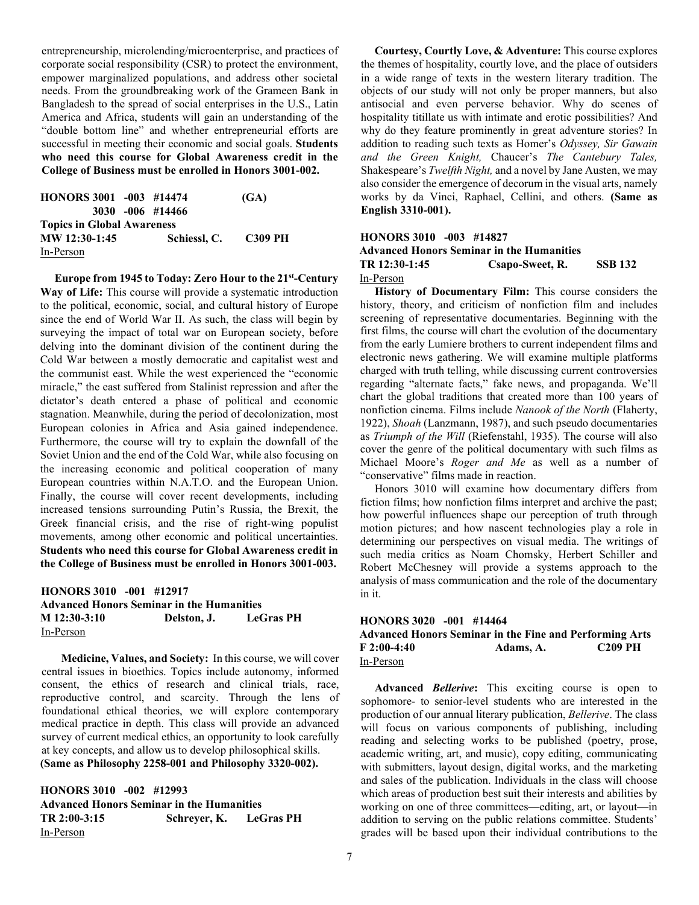entrepreneurship, microlending/microenterprise, and practices of corporate social responsibility (CSR) to protect the environment, empower marginalized populations, and address other societal needs. From the groundbreaking work of the Grameen Bank in Bangladesh to the spread of social enterprises in the U.S., Latin America and Africa, students will gain an understanding of the "double bottom line" and whether entrepreneurial efforts are successful in meeting their economic and social goals. **Students who need this course for Global Awareness credit in the College of Business must be enrolled in Honors 3001-002.**

**HONORS 3001 -003 #14474 (GA)**
**3030 -006 #14466**
**Topics in Global Awareness**
**MW 12:30-1:45 Schiessl, C. C309 PH**
In-Person

**Europe from 1945 to Today: Zero Hour to the 21st-Century Way of Life:** This course will provide a systematic introduction to the political, economic, social, and cultural history of Europe since the end of World War II. As such, the class will begin by surveying the impact of total war on European society, before delving into the dominant division of the continent during the Cold War between a mostly democratic and capitalist west and the communist east. While the west experienced the "economic miracle," the east suffered from Stalinist repression and after the dictator's death entered a phase of political and economic stagnation. Meanwhile, during the period of decolonization, most European colonies in Africa and Asia gained independence. Furthermore, the course will try to explain the downfall of the Soviet Union and the end of the Cold War, while also focusing on the increasing economic and political cooperation of many European countries within N.A.T.O. and the European Union. Finally, the course will cover recent developments, including increased tensions surrounding Putin's Russia, the Brexit, the Greek financial crisis, and the rise of right-wing populist movements, among other economic and political uncertainties. **Students who need this course for Global Awareness credit in the College of Business must be enrolled in Honors 3001-003.**

**HONORS 3010 -001 #12917**
**Advanced Honors Seminar in the Humanities**
**M 12:30-3:10 Delston, J. LeGras PH**
In-Person

**Medicine, Values, and Society:** In this course, we will cover central issues in bioethics. Topics include autonomy, informed consent, the ethics of research and clinical trials, race, reproductive control, and scarcity. Through the lens of foundational ethical theories, we will explore contemporary medical practice in depth. This class will provide an advanced survey of current medical ethics, an opportunity to look carefully at key concepts, and allow us to develop philosophical skills. **(Same as Philosophy 2258-001 and Philosophy 3320-002).**

**HONORS 3010 -002 #12993**
**Advanced Honors Seminar in the Humanities**
**TR 2:00-3:15 Schreyer, K. LeGras PH**
In-Person

**Courtesy, Courtly Love, & Adventure:** This course explores the themes of hospitality, courtly love, and the place of outsiders in a wide range of texts in the western literary tradition. The objects of our study will not only be proper manners, but also antisocial and even perverse behavior. Why do scenes of hospitality titillate us with intimate and erotic possibilities? And why do they feature prominently in great adventure stories? In addition to reading such texts as Homer's *Odyssey, Sir Gawain and the Green Knight,* Chaucer's *The Cantebury Tales,* Shakespeare's *Twelfth Night,* and a novel by Jane Austen, we may also consider the emergence of decorum in the visual arts, namely works by da Vinci, Raphael, Cellini, and others. **(Same as English 3310-001).**

**HONORS 3010 -003 #14827**
**Advanced Honors Seminar in the Humanities**
**TR 12:30-1:45 Csapo-Sweet, R. SSB 132**
In-Person

**History of Documentary Film:** This course considers the history, theory, and criticism of nonfiction film and includes screening of representative documentaries. Beginning with the first films, the course will chart the evolution of the documentary from the early Lumiere brothers to current independent films and electronic news gathering. We will examine multiple platforms charged with truth telling, while discussing current controversies regarding "alternate facts," fake news, and propaganda. We'll chart the global traditions that created more than 100 years of nonfiction cinema. Films include *Nanook of the North* (Flaherty, 1922), *Shoah* (Lanzmann, 1987), and such pseudo documentaries as *Triumph of the Will* (Riefenstahl, 1935). The course will also cover the genre of the political documentary with such films as Michael Moore's *Roger and Me* as well as a number of "conservative" films made in reaction.

Honors 3010 will examine how documentary differs from fiction films; how nonfiction films interpret and archive the past; how powerful influences shape our perception of truth through motion pictures; and how nascent technologies play a role in determining our perspectives on visual media. The writings of such media critics as Noam Chomsky, Herbert Schiller and Robert McChesney will provide a systems approach to the analysis of mass communication and the role of the documentary in it.

**HONORS 3020 -001 #14464**
**Advanced Honors Seminar in the Fine and Performing Arts**
**F 2:00-4:40 Adams, A. C209 PH**
In-Person

**Advanced *Bellerive*:** This exciting course is open to sophomore- to senior-level students who are interested in the production of our annual literary publication, *Bellerive*. The class will focus on various components of publishing, including reading and selecting works to be published (poetry, prose, academic writing, art, and music), copy editing, communicating with submitters, layout design, digital works, and the marketing and sales of the publication. Individuals in the class will choose which areas of production best suit their interests and abilities by working on one of three committees—editing, art, or layout—in addition to serving on the public relations committee. Students' grades will be based upon their individual contributions to the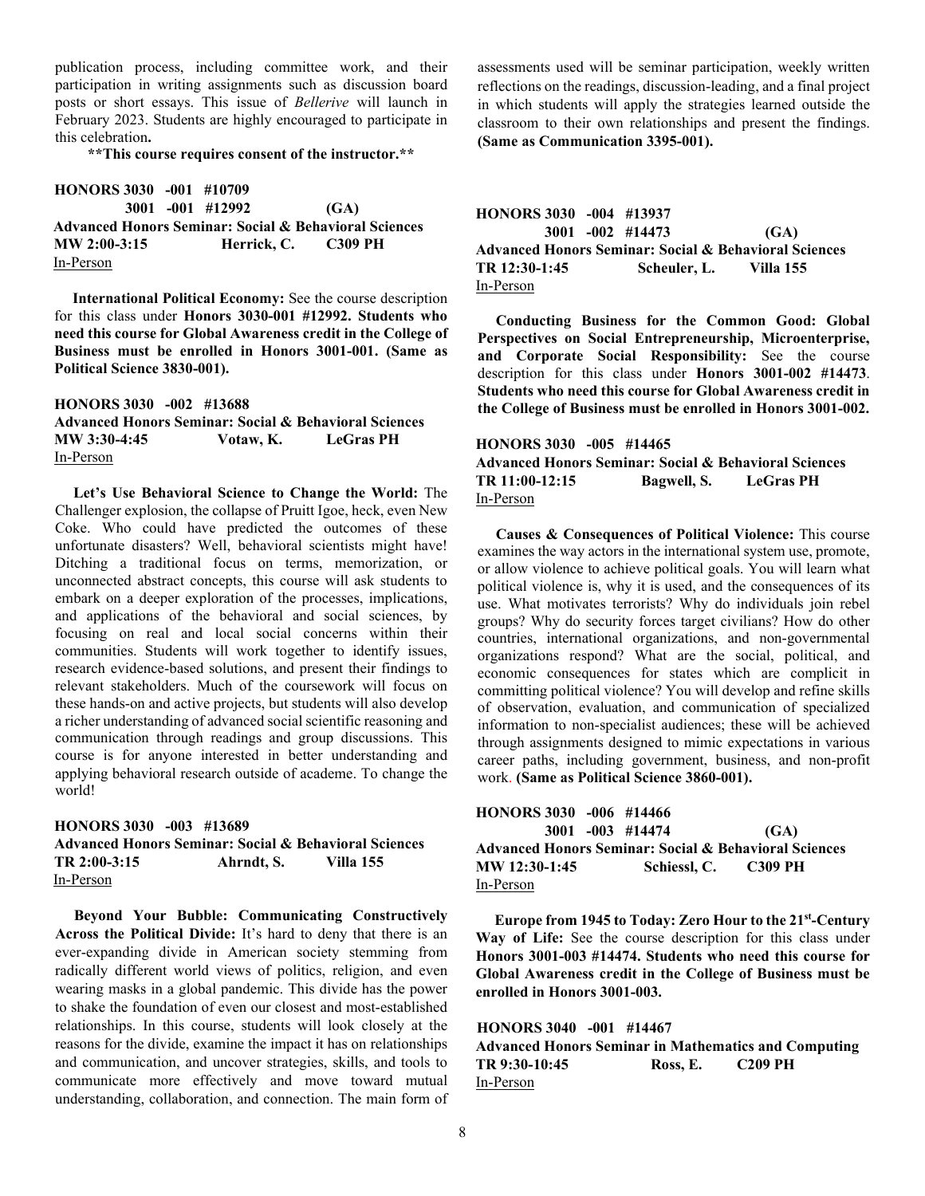publication process, including committee work, and their participation in writing assignments such as discussion board posts or short essays. This issue of *Bellerive* will launch in February 2023. Students are highly encouraged to participate in this celebration**.**

**\*\*This course requires consent of the instructor.\*\***

**HONORS 3030 -001 #10709**
**3001 -001 #12992 (GA)**
**Advanced Honors Seminar: Social & Behavioral Sciences**
**MW 2:00-3:15 Herrick, C. C309 PH**
In-Person

**International Political Economy:** See the course description for this class under **Honors 3030-001 #12992. Students who need this course for Global Awareness credit in the College of Business must be enrolled in Honors 3001-001. (Same as Political Science 3830-001).**

**HONORS 3030 -002 #13688**
**Advanced Honors Seminar: Social & Behavioral Sciences**
**MW 3:30-4:45 Votaw, K. LeGras PH**
In-Person

**Let's Use Behavioral Science to Change the World:** The Challenger explosion, the collapse of Pruitt Igoe, heck, even New Coke. Who could have predicted the outcomes of these unfortunate disasters? Well, behavioral scientists might have! Ditching a traditional focus on terms, memorization, or unconnected abstract concepts, this course will ask students to embark on a deeper exploration of the processes, implications, and applications of the behavioral and social sciences, by focusing on real and local social concerns within their communities. Students will work together to identify issues, research evidence-based solutions, and present their findings to relevant stakeholders. Much of the coursework will focus on these hands-on and active projects, but students will also develop a richer understanding of advanced social scientific reasoning and communication through readings and group discussions. This course is for anyone interested in better understanding and applying behavioral research outside of academe. To change the world!

**HONORS 3030 -003 #13689**
**Advanced Honors Seminar: Social & Behavioral Sciences**
**TR 2:00-3:15 Ahrndt, S. Villa 155**
In-Person

**Beyond Your Bubble: Communicating Constructively Across the Political Divide:** It's hard to deny that there is an ever-expanding divide in American society stemming from radically different world views of politics, religion, and even wearing masks in a global pandemic. This divide has the power to shake the foundation of even our closest and most-established relationships. In this course, students will look closely at the reasons for the divide, examine the impact it has on relationships and communication, and uncover strategies, skills, and tools to communicate more effectively and move toward mutual understanding, collaboration, and connection. The main form of assessments used will be seminar participation, weekly written reflections on the readings, discussion-leading, and a final project in which students will apply the strategies learned outside the classroom to their own relationships and present the findings. **(Same as Communication 3395-001).**

**HONORS 3030 -004 #13937**
**3001 -002 #14473 (GA)**
**Advanced Honors Seminar: Social & Behavioral Sciences**
**TR 12:30-1:45 Scheuler, L. Villa 155**
In-Person

**Conducting Business for the Common Good: Global Perspectives on Social Entrepreneurship, Microenterprise, and Corporate Social Responsibility:** See the course description for this class under **Honors 3001-002 #14473**. **Students who need this course for Global Awareness credit in the College of Business must be enrolled in Honors 3001-002.**

**HONORS 3030 -005 #14465**
**Advanced Honors Seminar: Social & Behavioral Sciences**
**TR 11:00-12:15 Bagwell, S. LeGras PH**
In-Person

**Causes & Consequences of Political Violence:** This course examines the way actors in the international system use, promote, or allow violence to achieve political goals. You will learn what political violence is, why it is used, and the consequences of its use. What motivates terrorists? Why do individuals join rebel groups? Why do security forces target civilians? How do other countries, international organizations, and non-governmental organizations respond? What are the social, political, and economic consequences for states which are complicit in committing political violence? You will develop and refine skills of observation, evaluation, and communication of specialized information to non-specialist audiences; these will be achieved through assignments designed to mimic expectations in various career paths, including government, business, and non-profit work. **(Same as Political Science 3860-001).**

**HONORS 3030 -006 #14466**
**3001 -003 #14474 (GA)**
**Advanced Honors Seminar: Social & Behavioral Sciences**
**MW 12:30-1:45 Schiessl, C. C309 PH**
In-Person

**Europe from 1945 to Today: Zero Hour to the 21st-Century Way of Life:** See the course description for this class under **Honors 3001-003 #14474. Students who need this course for Global Awareness credit in the College of Business must be enrolled in Honors 3001-003.**

**HONORS 3040 -001 #14467**
**Advanced Honors Seminar in Mathematics and Computing**
**TR 9:30-10:45 Ross, E. C209 PH**
In-Person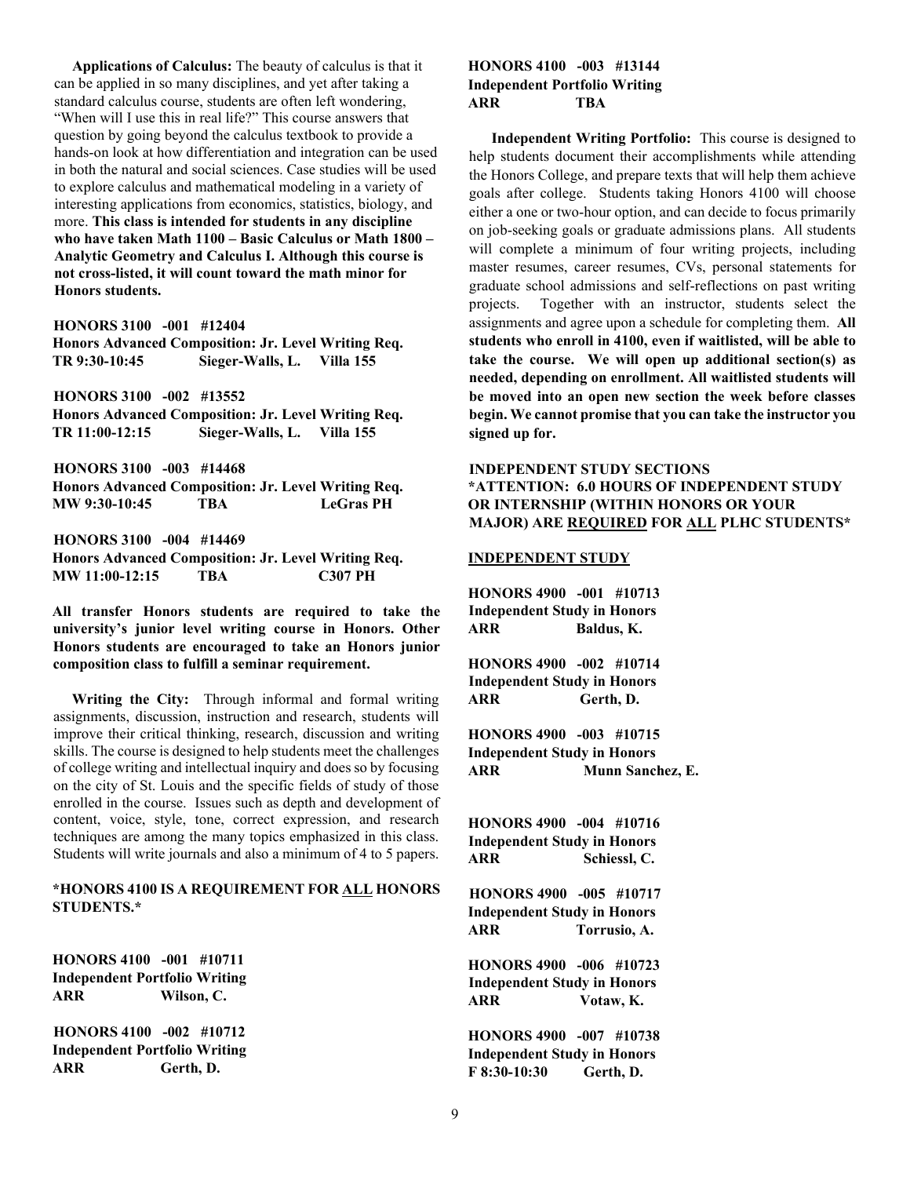**Applications of Calculus:** The beauty of calculus is that it can be applied in so many disciplines, and yet after taking a standard calculus course, students are often left wondering, "When will I use this in real life?" This course answers that question by going beyond the calculus textbook to provide a hands-on look at how differentiation and integration can be used in both the natural and social sciences. Case studies will be used to explore calculus and mathematical modeling in a variety of interesting applications from economics, statistics, biology, and more. **This class is intended for students in any discipline who have taken Math 1100 – Basic Calculus or Math 1800 – Analytic Geometry and Calculus I. Although this course is not cross-listed, it will count toward the math minor for Honors students.**

**HONORS 3100 -001 #12404**
**Honors Advanced Composition: Jr. Level Writing Req.**
**TR 9:30-10:45 Sieger-Walls, L. Villa 155**

**HONORS 3100 -002 #13552**
**Honors Advanced Composition: Jr. Level Writing Req.**
**TR 11:00-12:15 Sieger-Walls, L. Villa 155**

**HONORS 3100 -003 #14468**
**Honors Advanced Composition: Jr. Level Writing Req.**
**MW 9:30-10:45 TBA LeGras PH**

**HONORS 3100 -004 #14469**
**Honors Advanced Composition: Jr. Level Writing Req.**
**MW 11:00-12:15 TBA C307 PH**

**All transfer Honors students are required to take the university's junior level writing course in Honors. Other Honors students are encouraged to take an Honors junior composition class to fulfill a seminar requirement.**

**Writing the City:** Through informal and formal writing assignments, discussion, instruction and research, students will improve their critical thinking, research, discussion and writing skills. The course is designed to help students meet the challenges of college writing and intellectual inquiry and does so by focusing on the city of St. Louis and the specific fields of study of those enrolled in the course. Issues such as depth and development of content, voice, style, tone, correct expression, and research techniques are among the many topics emphasized in this class. Students will write journals and also a minimum of 4 to 5 papers.

**\*HONORS 4100 IS A REQUIREMENT FOR ALL HONORS STUDENTS.\***

**HONORS 4100 -001 #10711**
**Independent Portfolio Writing**
**ARR Wilson, C.**

**HONORS 4100 -002 #10712**
**Independent Portfolio Writing**
**ARR Gerth, D.**

**HONORS 4100 -003 #13144**
**Independent Portfolio Writing**
**ARR TBA**

**Independent Writing Portfolio:** This course is designed to help students document their accomplishments while attending the Honors College, and prepare texts that will help them achieve goals after college. Students taking Honors 4100 will choose either a one or two-hour option, and can decide to focus primarily on job-seeking goals or graduate admissions plans. All students will complete a minimum of four writing projects, including master resumes, career resumes, CVs, personal statements for graduate school admissions and self-reflections on past writing projects. Together with an instructor, students select the assignments and agree upon a schedule for completing them. **All students who enroll in 4100, even if waitlisted, will be able to take the course. We will open up additional section(s) as needed, depending on enrollment. All waitlisted students will be moved into an open new section the week before classes begin. We cannot promise that you can take the instructor you signed up for.**

**INDEPENDENT STUDY SECTIONS**
**\*ATTENTION: 6.0 HOURS OF INDEPENDENT STUDY OR INTERNSHIP (WITHIN HONORS OR YOUR MAJOR) ARE REQUIRED FOR ALL PLHC STUDENTS\***

**INDEPENDENT STUDY**

**HONORS 4900 -001 #10713**
**Independent Study in Honors**
**ARR Baldus, K.**

**HONORS 4900 -002 #10714**
**Independent Study in Honors**
**ARR Gerth, D.**

**HONORS 4900 -003 #10715**
**Independent Study in Honors**
**ARR Munn Sanchez, E.**

**HONORS 4900 -004 #10716**
**Independent Study in Honors**
**ARR Schiessl, C.**

**HONORS 4900 -005 #10717**
**Independent Study in Honors**
**ARR Torrusio, A.**

**HONORS 4900 -006 #10723**
**Independent Study in Honors**
**ARR Votaw, K.**

**HONORS 4900 -007 #10738**
**Independent Study in Honors**
**F 8:30-10:30 Gerth, D.**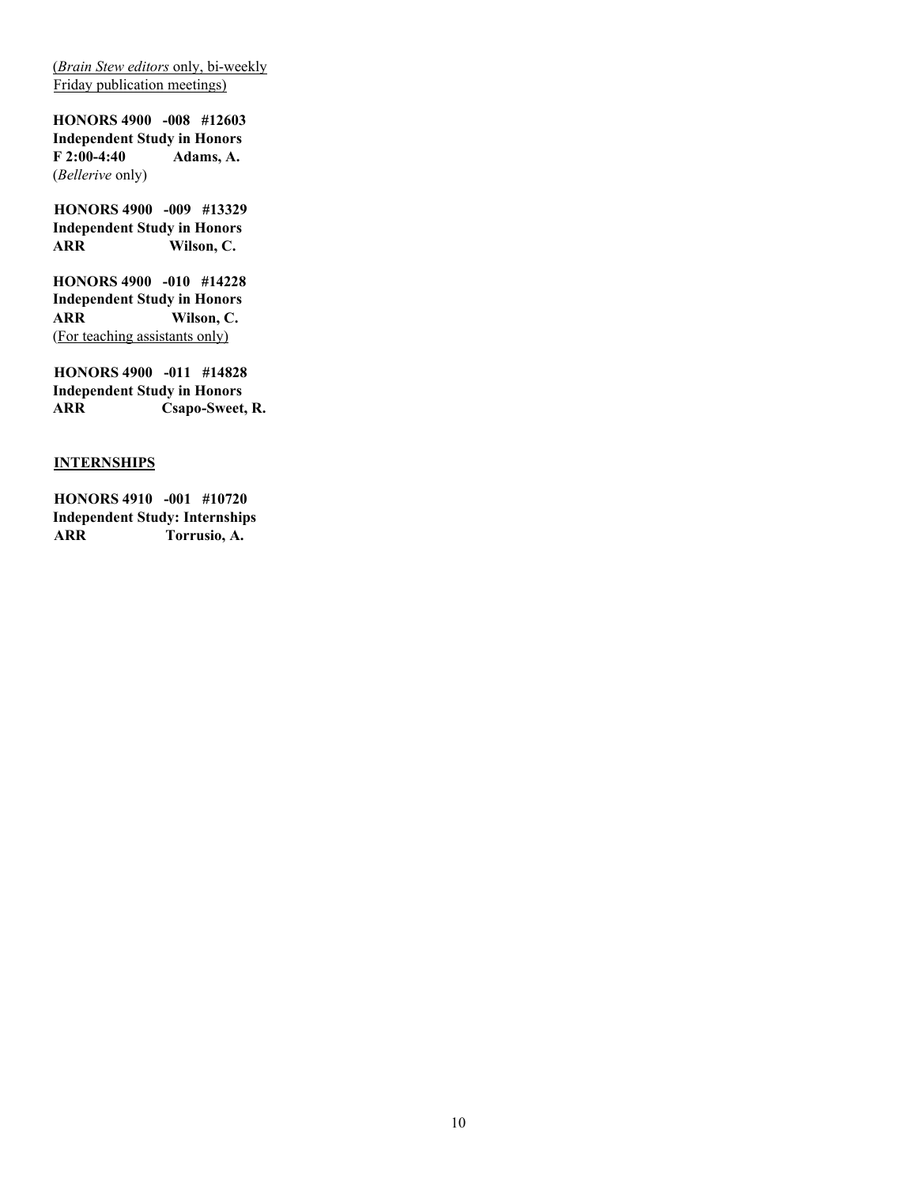(*Brain Stew editors* only, bi-weekly Friday publication meetings)

**HONORS 4900 -008 #12603**
**Independent Study in Honors**
**F 2:00-4:40 Adams, A.**
(*Bellerive* only)

**HONORS 4900 -009 #13329**
**Independent Study in Honors**
**ARR Wilson, C.**

**HONORS 4900 -010 #14228**
**Independent Study in Honors**
**ARR Wilson, C.**
(For teaching assistants only)

**HONORS 4900 -011 #14828**
**Independent Study in Honors**
**ARR Csapo-Sweet, R.**

**INTERNSHIPS**

**HONORS 4910 -001 #10720**
**Independent Study: Internships**
**ARR Torrusio, A.**